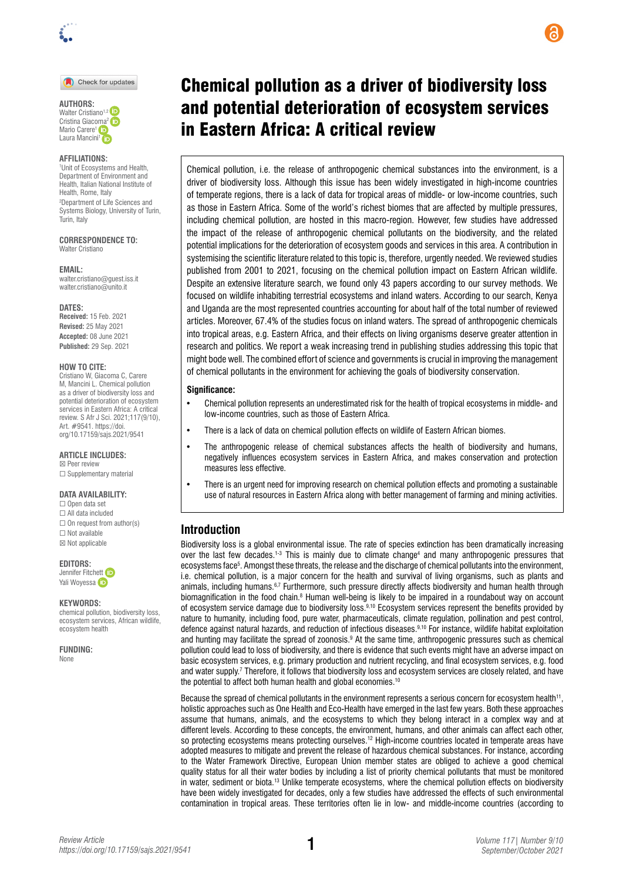# Chemical pollution as a driver of biodiversity loss and potential deterioration of ecosystem services in Eastern Africa: A critical review

**AUTHORS:**
Walter Cristiano[1,2]
Cristina Giacoma[2]
Mario Carere[1]
Laura Mancini[1]

**AFFILIATIONS:**
[1]Unit of Ecosystems and Health, Department of Environment and Health, Italian National Institute of Health, Rome, Italy
[2]Department of Life Sciences and Systems Biology, University of Turin, Turin, Italy

**CORRESPONDENCE TO:**
Walter Cristiano

**EMAIL:**
walter.cristiano@guest.iss.it
walter.cristiano@unito.it

**DATES:**
**Received:** 15 Feb. 2021
**Revised:** 25 May 2021
**Accepted:** 08 June 2021
**Published:** 29 Sep. 2021

**HOW TO CITE:**
Cristiano W, Giacoma C, Carere M, Mancini L. Chemical pollution as a driver of biodiversity loss and potential deterioration of ecosystem services in Eastern Africa: A critical review. S Afr J Sci. 2021;117(9/10), Art. #9541. https://doi.org/10.17159/sajs.2021/9541

**ARTICLE INCLUDES:**
☒ Peer review
☐ Supplementary material

**DATA AVAILABILITY:**
☐ Open data set
☐ All data included
☐ On request from author(s)
☐ Not available
☒ Not applicable

**EDITORS:**
Jennifer Fitchett
Yali Woyessa

**KEYWORDS:**
chemical pollution, biodiversity loss, ecosystem services, African wildlife, ecosystem health

**FUNDING:**
None

Chemical pollution, i.e. the release of anthropogenic chemical substances into the environment, is a driver of biodiversity loss. Although this issue has been widely investigated in high-income countries of temperate regions, there is a lack of data for tropical areas of middle- or low-income countries, such as those in Eastern Africa. Some of the world's richest biomes that are affected by multiple pressures, including chemical pollution, are hosted in this macro-region. However, few studies have addressed the impact of the release of anthropogenic chemical pollutants on the biodiversity, and the related potential implications for the deterioration of ecosystem goods and services in this area. A contribution in systemising the scientific literature related to this topic is, therefore, urgently needed. We reviewed studies published from 2001 to 2021, focusing on the chemical pollution impact on Eastern African wildlife. Despite an extensive literature search, we found only 43 papers according to our survey methods. We focused on wildlife inhabiting terrestrial ecosystems and inland waters. According to our search, Kenya and Uganda are the most represented countries accounting for about half of the total number of reviewed articles. Moreover, 67.4% of the studies focus on inland waters. The spread of anthropogenic chemicals into tropical areas, e.g. Eastern Africa, and their effects on living organisms deserve greater attention in research and politics. We report a weak increasing trend in publishing studies addressing this topic that might bode well. The combined effort of science and governments is crucial in improving the management of chemical pollutants in the environment for achieving the goals of biodiversity conservation.

**Significance:**

- Chemical pollution represents an underestimated risk for the health of tropical ecosystems in middle- and low-income countries, such as those of Eastern Africa.
- There is a lack of data on chemical pollution effects on wildlife of Eastern African biomes.
- The anthropogenic release of chemical substances affects the health of biodiversity and humans, negatively influences ecosystem services in Eastern Africa, and makes conservation and protection measures less effective.
- There is an urgent need for improving research on chemical pollution effects and promoting a sustainable use of natural resources in Eastern Africa along with better management of farming and mining activities.

## Introduction

Biodiversity loss is a global environmental issue. The rate of species extinction has been dramatically increasing over the last few decades.[1-3] This is mainly due to climate change[4] and many anthropogenic pressures that ecosystems face[5]. Amongst these threats, the release and the discharge of chemical pollutants into the environment, i.e. chemical pollution, is a major concern for the health and survival of living organisms, such as plants and animals, including humans.[6,7] Furthermore, such pressure directly affects biodiversity and human health through biomagnification in the food chain.[8] Human well-being is likely to be impaired in a roundabout way on account of ecosystem service damage due to biodiversity loss.[9,10] Ecosystem services represent the benefits provided by nature to humanity, including food, pure water, pharmaceuticals, climate regulation, pollination and pest control, defence against natural hazards, and reduction of infectious diseases.[9,10] For instance, wildlife habitat exploitation and hunting may facilitate the spread of zoonosis.[9] At the same time, anthropogenic pressures such as chemical pollution could lead to loss of biodiversity, and there is evidence that such events might have an adverse impact on basic ecosystem services, e.g. primary production and nutrient recycling, and final ecosystem services, e.g. food and water supply.[7] Therefore, it follows that biodiversity loss and ecosystem services are closely related, and have the potential to affect both human health and global economies.[10]

Because the spread of chemical pollutants in the environment represents a serious concern for ecosystem health[11], holistic approaches such as One Health and Eco-Health have emerged in the last few years. Both these approaches assume that humans, animals, and the ecosystems to which they belong interact in a complex way and at different levels. According to these concepts, the environment, humans, and other animals can affect each other, so protecting ecosystems means protecting ourselves.[12] High-income countries located in temperate areas have adopted measures to mitigate and prevent the release of hazardous chemical substances. For instance, according to the Water Framework Directive, European Union member states are obliged to achieve a good chemical quality status for all their water bodies by including a list of priority chemical pollutants that must be monitored in water, sediment or biota.[13] Unlike temperate ecosystems, where the chemical pollution effects on biodiversity have been widely investigated for decades, only a few studies have addressed the effects of such environmental contamination in tropical areas. These territories often lie in low- and middle-income countries (according to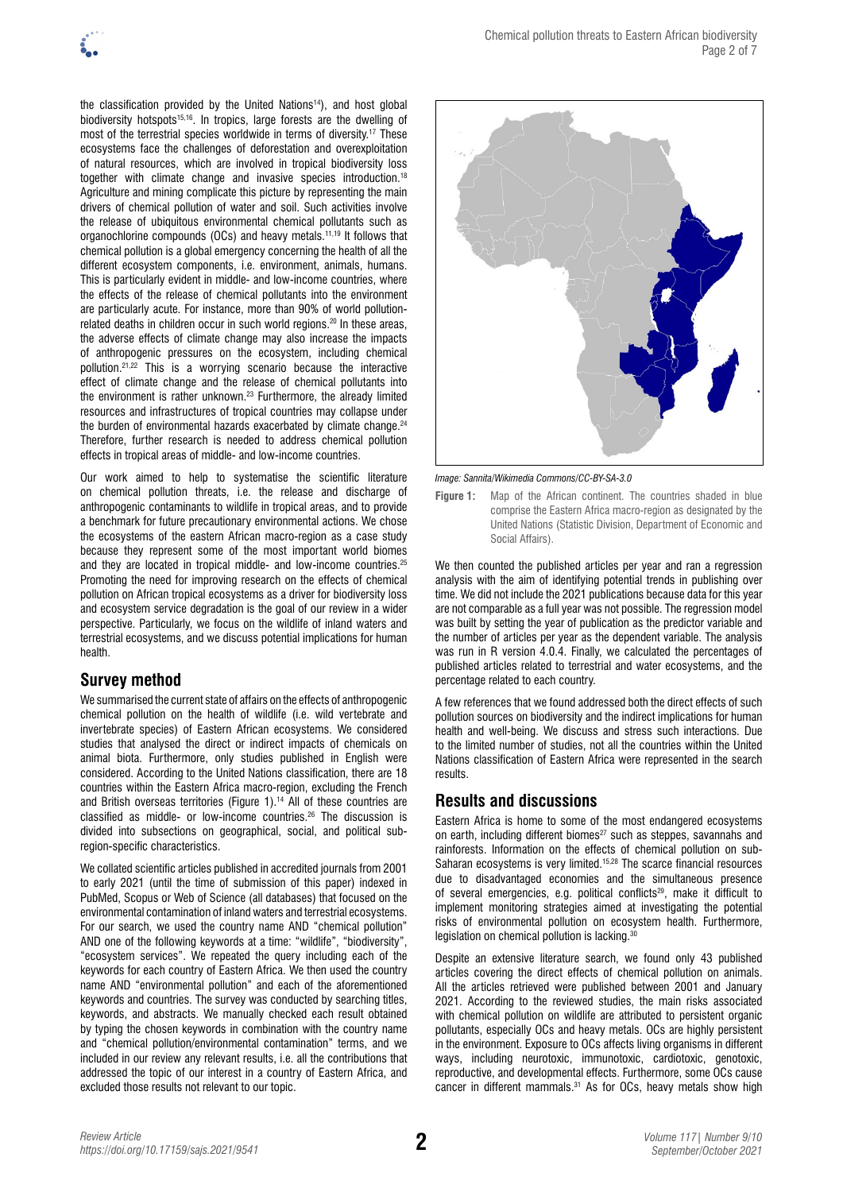the classification provided by the United Nations[14]), and host global biodiversity hotspots[15,16]. In tropics, large forests are the dwelling of most of the terrestrial species worldwide in terms of diversity.[17] These ecosystems face the challenges of deforestation and overexploitation of natural resources, which are involved in tropical biodiversity loss together with climate change and invasive species introduction.[18] Agriculture and mining complicate this picture by representing the main drivers of chemical pollution of water and soil. Such activities involve the release of ubiquitous environmental chemical pollutants such as organochlorine compounds (OCs) and heavy metals.[11,19] It follows that chemical pollution is a global emergency concerning the health of all the different ecosystem components, i.e. environment, animals, humans. This is particularly evident in middle- and low-income countries, where the effects of the release of chemical pollutants into the environment are particularly acute. For instance, more than 90% of world pollution-related deaths in children occur in such world regions.[20] In these areas, the adverse effects of climate change may also increase the impacts of anthropogenic pressures on the ecosystem, including chemical pollution.[21,22] This is a worrying scenario because the interactive effect of climate change and the release of chemical pollutants into the environment is rather unknown.[23] Furthermore, the already limited resources and infrastructures of tropical countries may collapse under the burden of environmental hazards exacerbated by climate change.[24] Therefore, further research is needed to address chemical pollution effects in tropical areas of middle- and low-income countries.

Our work aimed to help to systematise the scientific literature on chemical pollution threats, i.e. the release and discharge of anthropogenic contaminants to wildlife in tropical areas, and to provide a benchmark for future precautionary environmental actions. We chose the ecosystems of the eastern African macro-region as a case study because they represent some of the most important world biomes and they are located in tropical middle- and low-income countries.[25] Promoting the need for improving research on the effects of chemical pollution on African tropical ecosystems as a driver for biodiversity loss and ecosystem service degradation is the goal of our review in a wider perspective. Particularly, we focus on the wildlife of inland waters and terrestrial ecosystems, and we discuss potential implications for human health.

## Survey method

We summarised the current state of affairs on the effects of anthropogenic chemical pollution on the health of wildlife (i.e. wild vertebrate and invertebrate species) of Eastern African ecosystems. We considered studies that analysed the direct or indirect impacts of chemicals on animal biota. Furthermore, only studies published in English were considered. According to the United Nations classification, there are 18 countries within the Eastern Africa macro-region, excluding the French and British overseas territories (Figure 1).[14] All of these countries are classified as middle- or low-income countries.[26] The discussion is divided into subsections on geographical, social, and political sub-region-specific characteristics.

We collated scientific articles published in accredited journals from 2001 to early 2021 (until the time of submission of this paper) indexed in PubMed, Scopus or Web of Science (all databases) that focused on the environmental contamination of inland waters and terrestrial ecosystems. For our search, we used the country name AND "chemical pollution" AND one of the following keywords at a time: "wildlife", "biodiversity", "ecosystem services". We repeated the query including each of the keywords for each country of Eastern Africa. We then used the country name AND "environmental pollution" and each of the aforementioned keywords and countries. The survey was conducted by searching titles, keywords, and abstracts. We manually checked each result obtained by typing the chosen keywords in combination with the country name and "chemical pollution/environmental contamination" terms, and we included in our review any relevant results, i.e. all the contributions that addressed the topic of our interest in a country of Eastern Africa, and excluded those results not relevant to our topic.

*Image: Sannita/Wikimedia Commons/CC-BY-SA-3.0*

**Figure 1:** Map of the African continent. The countries shaded in blue comprise the Eastern Africa macro-region as designated by the United Nations (Statistic Division, Department of Economic and Social Affairs).

We then counted the published articles per year and ran a regression analysis with the aim of identifying potential trends in publishing over time. We did not include the 2021 publications because data for this year are not comparable as a full year was not possible. The regression model was built by setting the year of publication as the predictor variable and the number of articles per year as the dependent variable. The analysis was run in R version 4.0.4. Finally, we calculated the percentages of published articles related to terrestrial and water ecosystems, and the percentage related to each country.

A few references that we found addressed both the direct effects of such pollution sources on biodiversity and the indirect implications for human health and well-being. We discuss and stress such interactions. Due to the limited number of studies, not all the countries within the United Nations classification of Eastern Africa were represented in the search results.

## Results and discussions

Eastern Africa is home to some of the most endangered ecosystems on earth, including different biomes[27] such as steppes, savannahs and rainforests. Information on the effects of chemical pollution on sub-Saharan ecosystems is very limited.[15,28] The scarce financial resources due to disadvantaged economies and the simultaneous presence of several emergencies, e.g. political conflicts[29], make it difficult to implement monitoring strategies aimed at investigating the potential risks of environmental pollution on ecosystem health. Furthermore, legislation on chemical pollution is lacking.[30]

Despite an extensive literature search, we found only 43 published articles covering the direct effects of chemical pollution on animals. All the articles retrieved were published between 2001 and January 2021. According to the reviewed studies, the main risks associated with chemical pollution on wildlife are attributed to persistent organic pollutants, especially OCs and heavy metals. OCs are highly persistent in the environment. Exposure to OCs affects living organisms in different ways, including neurotoxic, immunotoxic, cardiotoxic, genotoxic, reproductive, and developmental effects. Furthermore, some OCs cause cancer in different mammals.[31] As for OCs, heavy metals show high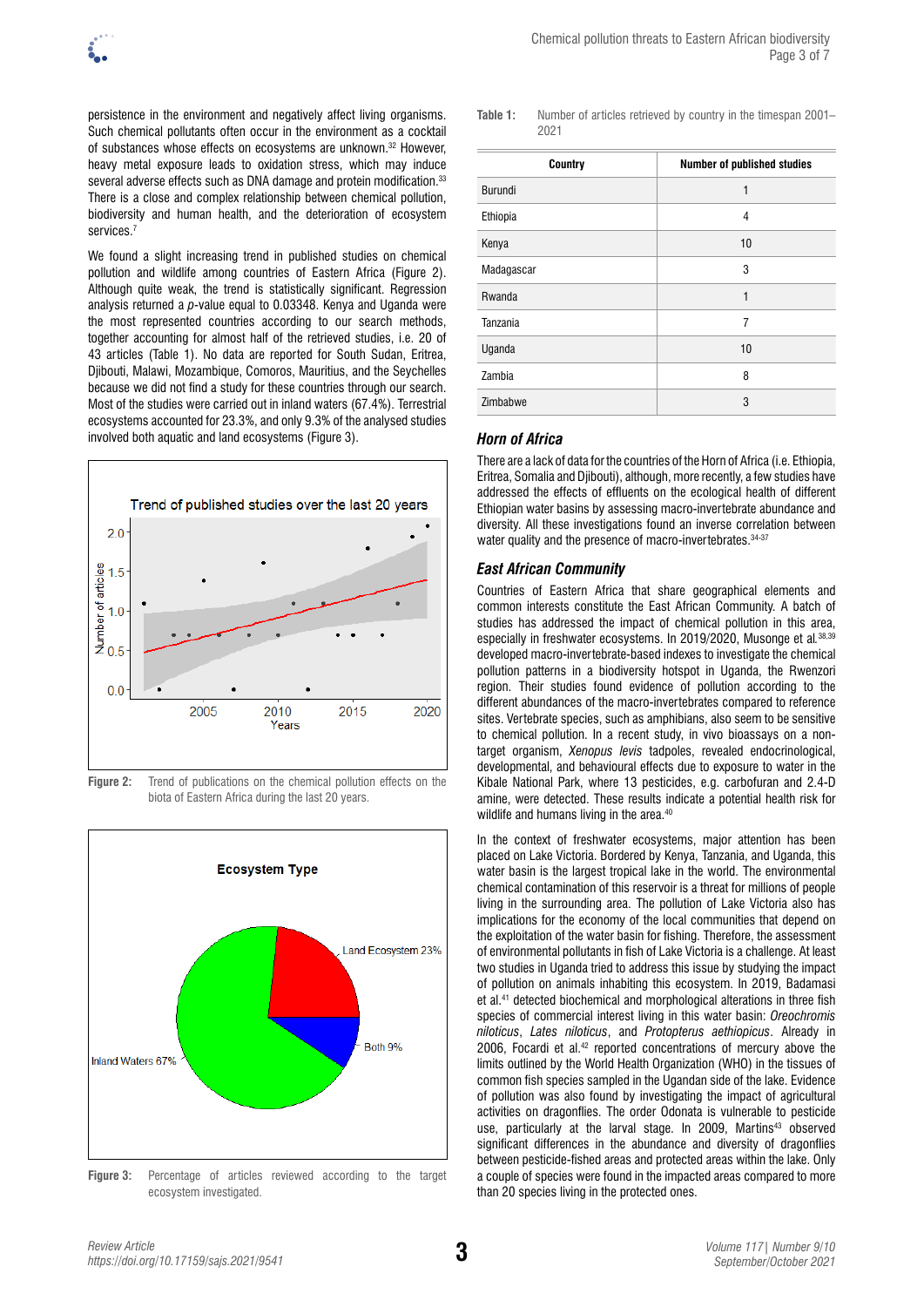persistence in the environment and negatively affect living organisms. Such chemical pollutants often occur in the environment as a cocktail of substances whose effects on ecosystems are unknown.[32] However, heavy metal exposure leads to oxidation stress, which may induce several adverse effects such as DNA damage and protein modification.[33] There is a close and complex relationship between chemical pollution, biodiversity and human health, and the deterioration of ecosystem services.[7]

We found a slight increasing trend in published studies on chemical pollution and wildlife among countries of Eastern Africa (Figure 2). Although quite weak, the trend is statistically significant. Regression analysis returned a $p$-value equal to 0.03348. Kenya and Uganda were the most represented countries according to our search methods, together accounting for almost half of the retrieved studies, i.e. 20 of 43 articles (Table 1). No data are reported for South Sudan, Eritrea, Djibouti, Malawi, Mozambique, Comoros, Mauritius, and the Seychelles because we did not find a study for these countries through our search. Most of the studies were carried out in inland waters (67.4%). Terrestrial ecosystems accounted for 23.3%, and only 9.3% of the analysed studies involved both aquatic and land ecosystems (Figure 3).

**Figure 2:** Trend of publications on the chemical pollution effects on the biota of Eastern Africa during the last 20 years.

**Figure 3:** Percentage of articles reviewed according to the target ecosystem investigated.

**Table 1:** Number of articles retrieved by country in the timespan 2001–2021

| Country | Number of published studies |
|---|---|
| Burundi | 1 |
| Ethiopia | 4 |
| Kenya | 10 |
| Madagascar | 3 |
| Rwanda | 1 |
| Tanzania | 7 |
| Uganda | 10 |
| Zambia | 8 |
| Zimbabwe | 3 |

### *Horn of Africa*

There are a lack of data for the countries of the Horn of Africa (i.e. Ethiopia, Eritrea, Somalia and Djibouti), although, more recently, a few studies have addressed the effects of effluents on the ecological health of different Ethiopian water basins by assessing macro-invertebrate abundance and diversity. All these investigations found an inverse correlation between water quality and the presence of macro-invertebrates.[34-37]

### *East African Community*

Countries of Eastern Africa that share geographical elements and common interests constitute the East African Community. A batch of studies has addressed the impact of chemical pollution in this area, especially in freshwater ecosystems. In 2019/2020, Musonge et al.[38,39] developed macro-invertebrate-based indexes to investigate the chemical pollution patterns in a biodiversity hotspot in Uganda, the Rwenzori region. Their studies found evidence of pollution according to the different abundances of the macro-invertebrates compared to reference sites. Vertebrate species, such as amphibians, also seem to be sensitive to chemical pollution. In a recent study, in vivo bioassays on a non-target organism, *Xenopus levis* tadpoles, revealed endocrinological, developmental, and behavioural effects due to exposure to water in the Kibale National Park, where 13 pesticides, e.g. carbofuran and 2.4-D amine, were detected. These results indicate a potential health risk for wildlife and humans living in the area.[40]

In the context of freshwater ecosystems, major attention has been placed on Lake Victoria. Bordered by Kenya, Tanzania, and Uganda, this water basin is the largest tropical lake in the world. The environmental chemical contamination of this reservoir is a threat for millions of people living in the surrounding area. The pollution of Lake Victoria also has implications for the economy of the local communities that depend on the exploitation of the water basin for fishing. Therefore, the assessment of environmental pollutants in fish of Lake Victoria is a challenge. At least two studies in Uganda tried to address this issue by studying the impact of pollution on animals inhabiting this ecosystem. In 2019, Badamasi et al.[41] detected biochemical and morphological alterations in three fish species of commercial interest living in this water basin: *Oreochromis niloticus*, *Lates niloticus*, and *Protopterus aethiopicus*. Already in 2006, Focardi et al.[42] reported concentrations of mercury above the limits outlined by the World Health Organization (WHO) in the tissues of common fish species sampled in the Ugandan side of the lake. Evidence of pollution was also found by investigating the impact of agricultural activities on dragonflies. The order Odonata is vulnerable to pesticide use, particularly at the larval stage. In 2009, Martins[43] observed significant differences in the abundance and diversity of dragonflies between pesticide-fished areas and protected areas within the lake. Only a couple of species were found in the impacted areas compared to more than 20 species living in the protected ones.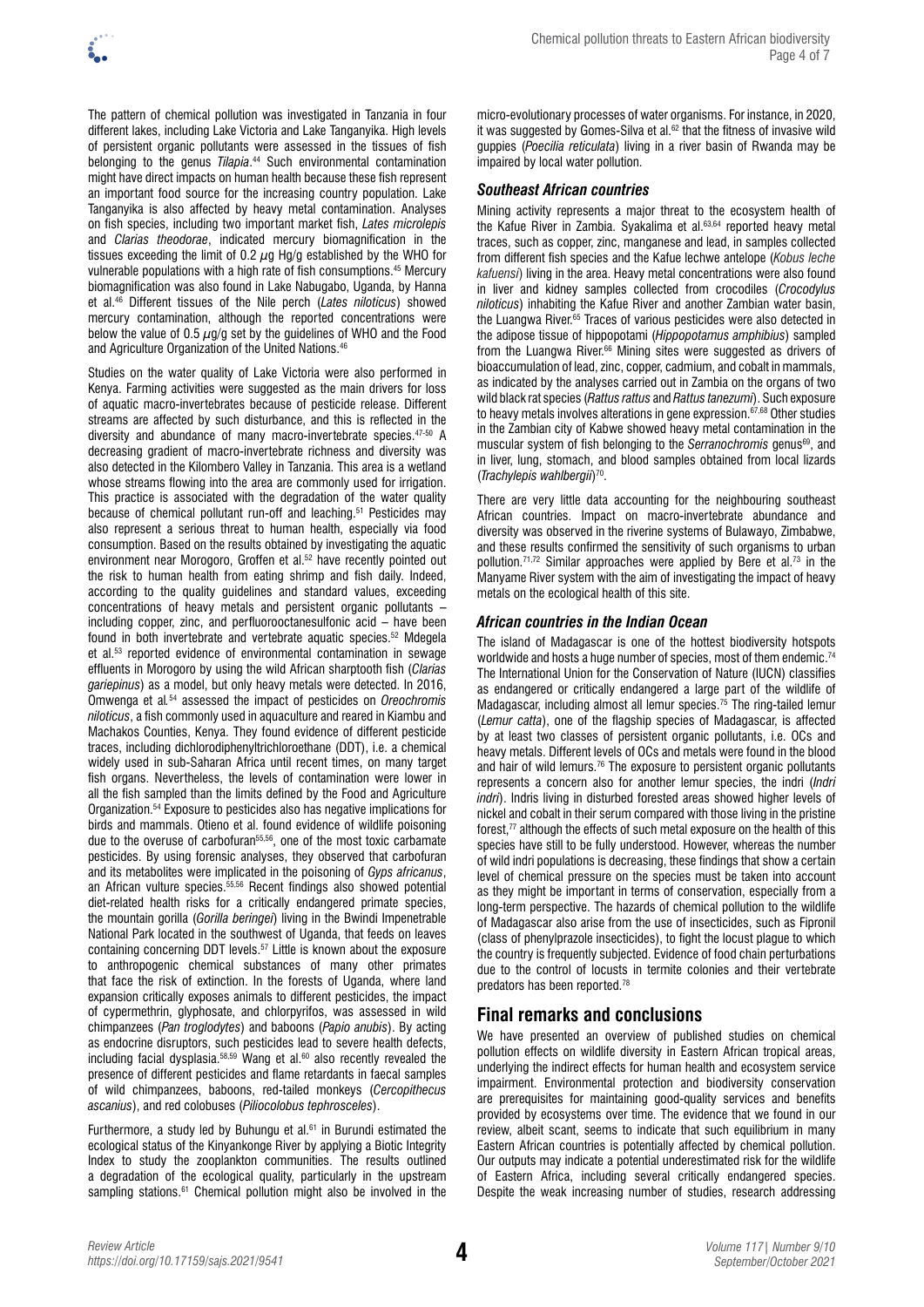The pattern of chemical pollution was investigated in Tanzania in four different lakes, including Lake Victoria and Lake Tanganyika. High levels of persistent organic pollutants were assessed in the tissues of fish belonging to the genus *Tilapia*.[44] Such environmental contamination might have direct impacts on human health because these fish represent an important food source for the increasing country population. Lake Tanganyika is also affected by heavy metal contamination. Analyses on fish species, including two important market fish, *Lates microlepis* and *Clarias theodorae*, indicated mercury biomagnification in the tissues exceeding the limit of 0.2 $\mu$g Hg/g established by the WHO for vulnerable populations with a high rate of fish consumptions.[45] Mercury biomagnification was also found in Lake Nabugabo, Uganda, by Hanna et al.[46] Different tissues of the Nile perch (*Lates niloticus*) showed mercury contamination, although the reported concentrations were below the value of 0.5 $\mu$g/g set by the guidelines of WHO and the Food and Agriculture Organization of the United Nations.[46]

Studies on the water quality of Lake Victoria were also performed in Kenya. Farming activities were suggested as the main drivers for loss of aquatic macro-invertebrates because of pesticide release. Different streams are affected by such disturbance, and this is reflected in the diversity and abundance of many macro-invertebrate species.[47-50] A decreasing gradient of macro-invertebrate richness and diversity was also detected in the Kilombero Valley in Tanzania. This area is a wetland whose streams flowing into the area are commonly used for irrigation. This practice is associated with the degradation of the water quality because of chemical pollutant run-off and leaching.[51] Pesticides may also represent a serious threat to human health, especially via food consumption. Based on the results obtained by investigating the aquatic environment near Morogoro, Groffen et al.[52] have recently pointed out the risk to human health from eating shrimp and fish daily. Indeed, according to the quality guidelines and standard values, exceeding concentrations of heavy metals and persistent organic pollutants – including copper, zinc, and perfluorooctanesulfonic acid – have been found in both invertebrate and vertebrate aquatic species.[52] Mdegela et al.[53] reported evidence of environmental contamination in sewage effluents in Morogoro by using the wild African sharptooth fish (*Clarias gariepinus*) as a model, but only heavy metals were detected. In 2016, Omwenga et al.[54] assessed the impact of pesticides on *Oreochromis niloticus*, a fish commonly used in aquaculture and reared in Kiambu and Machakos Counties, Kenya. They found evidence of different pesticide traces, including dichlorodiphenyltrichloroethane (DDT), i.e. a chemical widely used in sub-Saharan Africa until recent times, on many target fish organs. Nevertheless, the levels of contamination were lower in all the fish sampled than the limits defined by the Food and Agriculture Organization.[54] Exposure to pesticides also has negative implications for birds and mammals. Otieno et al. found evidence of wildlife poisoning due to the overuse of carbofuran[55,56], one of the most toxic carbamate pesticides. By using forensic analyses, they observed that carbofuran and its metabolites were implicated in the poisoning of *Gyps africanus*, an African vulture species.[55,56] Recent findings also showed potential diet-related health risks for a critically endangered primate species, the mountain gorilla (*Gorilla beringei*) living in the Bwindi Impenetrable National Park located in the southwest of Uganda, that feeds on leaves containing concerning DDT levels.[57] Little is known about the exposure to anthropogenic chemical substances of many other primates that face the risk of extinction. In the forests of Uganda, where land expansion critically exposes animals to different pesticides, the impact of cypermethrin, glyphosate, and chlorpyrifos, was assessed in wild chimpanzees (*Pan troglodytes*) and baboons (*Papio anubis*). By acting as endocrine disruptors, such pesticides lead to severe health defects, including facial dysplasia.[58,59] Wang et al.[60] also recently revealed the presence of different pesticides and flame retardants in faecal samples of wild chimpanzees, baboons, red-tailed monkeys (*Cercopithecus ascanius*), and red colobuses (*Piliocolobus tephrosceles*).

Furthermore, a study led by Buhungu et al.[61] in Burundi estimated the ecological status of the Kinyankonge River by applying a Biotic Integrity Index to study the zooplankton communities. The results outlined a degradation of the ecological quality, particularly in the upstream sampling stations.[61] Chemical pollution might also be involved in the micro-evolutionary processes of water organisms. For instance, in 2020, it was suggested by Gomes-Silva et al.[62] that the fitness of invasive wild guppies (*Poecilia reticulata*) living in a river basin of Rwanda may be impaired by local water pollution.

### *Southeast African countries*

Mining activity represents a major threat to the ecosystem health of the Kafue River in Zambia. Syakalima et al.[63,64] reported heavy metal traces, such as copper, zinc, manganese and lead, in samples collected from different fish species and the Kafue lechwe antelope (*Kobus leche kafuensi*) living in the area. Heavy metal concentrations were also found in liver and kidney samples collected from crocodiles (*Crocodylus niloticus*) inhabiting the Kafue River and another Zambian water basin, the Luangwa River.[65] Traces of various pesticides were also detected in the adipose tissue of hippopotami (*Hippopotamus amphibius*) sampled from the Luangwa River.[66] Mining sites were suggested as drivers of bioaccumulation of lead, zinc, copper, cadmium, and cobalt in mammals, as indicated by the analyses carried out in Zambia on the organs of two wild black rat species (*Rattus rattus* and *Rattus tanezumi*). Such exposure to heavy metals involves alterations in gene expression.[67,68] Other studies in the Zambian city of Kabwe showed heavy metal contamination in the muscular system of fish belonging to the *Serranochromis* genus[69], and in liver, lung, stomach, and blood samples obtained from local lizards (*Trachylepis wahlbergii*)[70].

There are very little data accounting for the neighbouring southeast African countries. Impact on macro-invertebrate abundance and diversity was observed in the riverine systems of Bulawayo, Zimbabwe, and these results confirmed the sensitivity of such organisms to urban pollution.[71,72] Similar approaches were applied by Bere et al.[73] in the Manyame River system with the aim of investigating the impact of heavy metals on the ecological health of this site.

### *African countries in the Indian Ocean*

The island of Madagascar is one of the hottest biodiversity hotspots worldwide and hosts a huge number of species, most of them endemic.[74] The International Union for the Conservation of Nature (IUCN) classifies as endangered or critically endangered a large part of the wildlife of Madagascar, including almost all lemur species.[75] The ring-tailed lemur (*Lemur catta*), one of the flagship species of Madagascar, is affected by at least two classes of persistent organic pollutants, i.e. OCs and heavy metals. Different levels of OCs and metals were found in the blood and hair of wild lemurs.[76] The exposure to persistent organic pollutants represents a concern also for another lemur species, the indri (*Indri indri*). Indris living in disturbed forested areas showed higher levels of nickel and cobalt in their serum compared with those living in the pristine forest,[77] although the effects of such metal exposure on the health of this species have still to be fully understood. However, whereas the number of wild indri populations is decreasing, these findings that show a certain level of chemical pressure on the species must be taken into account as they might be important in terms of conservation, especially from a long-term perspective. The hazards of chemical pollution to the wildlife of Madagascar also arise from the use of insecticides, such as Fipronil (class of phenylpyrazole insecticides), to fight the locust plague to which the country is frequently subjected. Evidence of food chain perturbations due to the control of locusts in termite colonies and their vertebrate predators has been reported.[78]

## Final remarks and conclusions

We have presented an overview of published studies on chemical pollution effects on wildlife diversity in Eastern African tropical areas, underlying the indirect effects for human health and ecosystem service impairment. Environmental protection and biodiversity conservation are prerequisites for maintaining good-quality services and benefits provided by ecosystems over time. The evidence that we found in our review, albeit scant, seems to indicate that such equilibrium in many Eastern African countries is potentially affected by chemical pollution. Our outputs may indicate a potential underestimated risk for the wildlife of Eastern Africa, including several critically endangered species. Despite the weak increasing number of studies, research addressing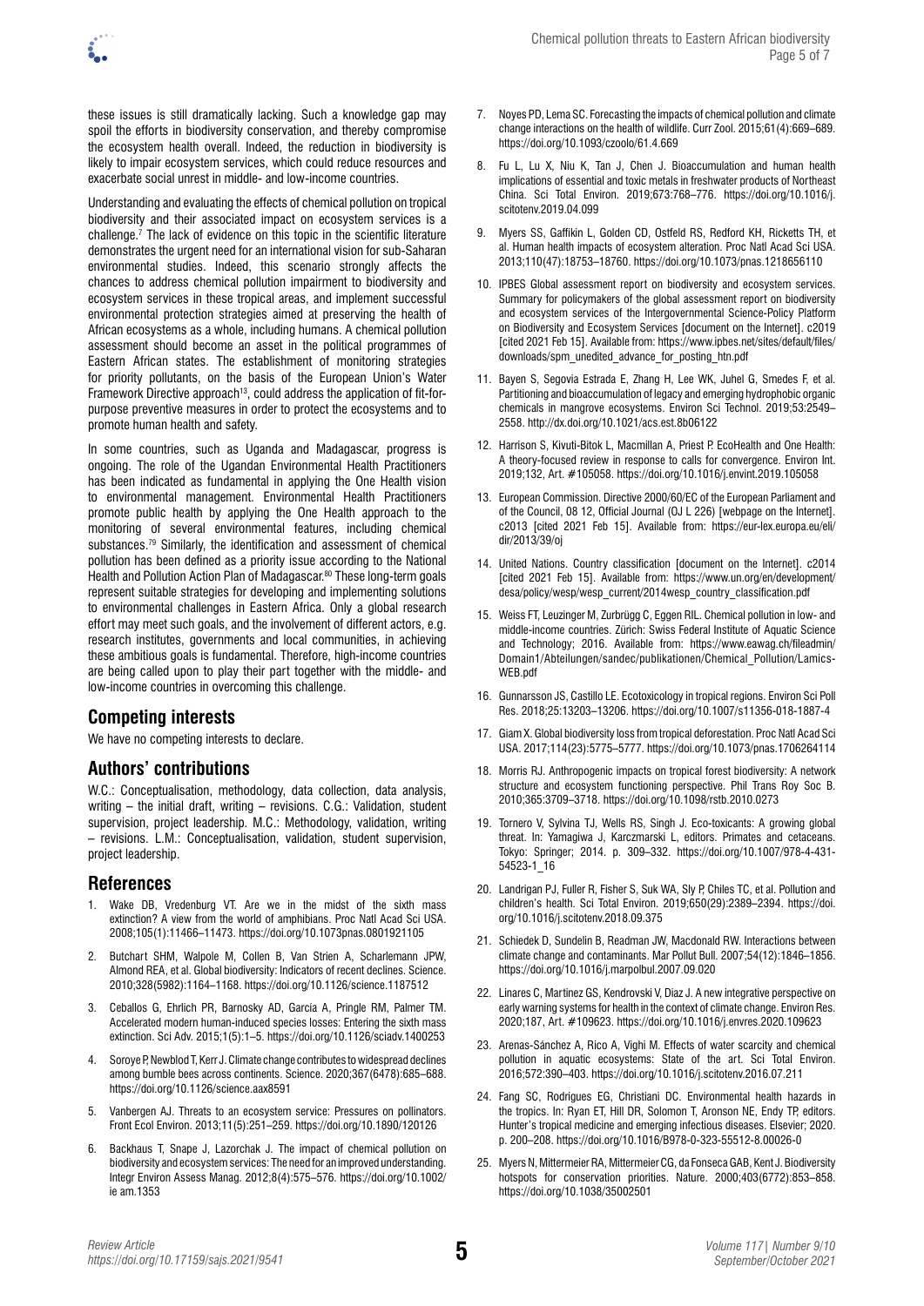these issues is still dramatically lacking. Such a knowledge gap may spoil the efforts in biodiversity conservation, and thereby compromise the ecosystem health overall. Indeed, the reduction in biodiversity is likely to impair ecosystem services, which could reduce resources and exacerbate social unrest in middle- and low-income countries.

Understanding and evaluating the effects of chemical pollution on tropical biodiversity and their associated impact on ecosystem services is a challenge.[7] The lack of evidence on this topic in the scientific literature demonstrates the urgent need for an international vision for sub-Saharan environmental studies. Indeed, this scenario strongly affects the chances to address chemical pollution impairment to biodiversity and ecosystem services in these tropical areas, and implement successful environmental protection strategies aimed at preserving the health of African ecosystems as a whole, including humans. A chemical pollution assessment should become an asset in the political programmes of Eastern African states. The establishment of monitoring strategies for priority pollutants, on the basis of the European Union's Water Framework Directive approach[13], could address the application of fit-for-purpose preventive measures in order to protect the ecosystems and to promote human health and safety.

In some countries, such as Uganda and Madagascar, progress is ongoing. The role of the Ugandan Environmental Health Practitioners has been indicated as fundamental in applying the One Health vision to environmental management. Environmental Health Practitioners promote public health by applying the One Health approach to the monitoring of several environmental features, including chemical substances.[79] Similarly, the identification and assessment of chemical pollution has been defined as a priority issue according to the National Health and Pollution Action Plan of Madagascar.[80] These long-term goals represent suitable strategies for developing and implementing solutions to environmental challenges in Eastern Africa. Only a global research effort may meet such goals, and the involvement of different actors, e.g. research institutes, governments and local communities, in achieving these ambitious goals is fundamental. Therefore, high-income countries are being called upon to play their part together with the middle- and low-income countries in overcoming this challenge.

## Competing interests

We have no competing interests to declare.

## Authors' contributions

W.C.: Conceptualisation, methodology, data collection, data analysis, writing – the initial draft, writing – revisions. C.G.: Validation, student supervision, project leadership. M.C.: Methodology, validation, writing – revisions. L.M.: Conceptualisation, validation, student supervision, project leadership.

## References

1. Wake DB, Vredenburg VT. Are we in the midst of the sixth mass extinction? A view from the world of amphibians. Proc Natl Acad Sci USA. 2008;105(1):11466–11473. https://doi.org/10.1073pnas.0801921105
2. Butchart SHM, Walpole M, Collen B, Van Strien A, Scharlemann JPW, Almond REA, et al. Global biodiversity: Indicators of recent declines. Science. 2010;328(5982):1164–1168. https://doi.org/10.1126/science.1187512
3. Ceballos G, Ehrlich PR, Barnosky AD, García A, Pringle RM, Palmer TM. Accelerated modern human-induced species losses: Entering the sixth mass extinction. Sci Adv. 2015;1(5):1–5. https://doi.org/10.1126/sciadv.1400253
4. Soroye P, Newblod T, Kerr J. Climate change contributes to widespread declines among bumble bees across continents. Science. 2020;367(6478):685–688. https://doi.org/10.1126/science.aax8591
5. Vanbergen AJ. Threats to an ecosystem service: Pressures on pollinators. Front Ecol Environ. 2013;11(5):251–259. https://doi.org/10.1890/120126
6. Backhaus T, Snape J, Lazorchak J. The impact of chemical pollution on biodiversity and ecosystem services: The need for an improved understanding. Integr Environ Assess Manag. 2012;8(4):575–576. https://doi.org/10.1002/ie am.1353
7. Noyes PD, Lema SC. Forecasting the impacts of chemical pollution and climate change interactions on the health of wildlife. Curr Zool. 2015;61(4):669–689. https://doi.org/10.1093/czoolo/61.4.669
8. Fu L, Lu X, Niu K, Tan J, Chen J. Bioaccumulation and human health implications of essential and toxic metals in freshwater products of Northeast China. Sci Total Environ. 2019;673:768–776. https://doi.org/10.1016/j.scitotenv.2019.04.099
9. Myers SS, Gaffikin L, Golden CD, Ostfeld RS, Redford KH, Ricketts TH, et al. Human health impacts of ecosystem alteration. Proc Natl Acad Sci USA. 2013;110(47):18753–18760. https://doi.org/10.1073/pnas.1218656110
10. IPBES Global assessment report on biodiversity and ecosystem services. Summary for policymakers of the global assessment report on biodiversity and ecosystem services of the Intergovernmental Science-Policy Platform on Biodiversity and Ecosystem Services [document on the Internet]. c2019 [cited 2021 Feb 15]. Available from: https://www.ipbes.net/sites/default/files/downloads/spm_unedited_advance_for_posting_htn.pdf
11. Bayen S, Segovia Estrada E, Zhang H, Lee WK, Juhel G, Smedes F, et al. Partitioning and bioaccumulation of legacy and emerging hydrophobic organic chemicals in mangrove ecosystems. Environ Sci Technol. 2019;53:2549–2558. http://dx.doi.org/10.1021/acs.est.8b06122
12. Harrison S, Kivuti-Bitok L, Macmillan A, Priest P. EcoHealth and One Health: A theory-focused review in response to calls for convergence. Environ Int. 2019;132, Art. #105058. https://doi.org/10.1016/j.envint.2019.105058
13. European Commission. Directive 2000/60/EC of the European Parliament and of the Council, 08 12, Official Journal (OJ L 226) [webpage on the Internet]. c2013 [cited 2021 Feb 15]. Available from: https://eur-lex.europa.eu/eli/dir/2013/39/oj
14. United Nations. Country classification [document on the Internet]. c2014 [cited 2021 Feb 15]. Available from: https://www.un.org/en/development/desa/policy/wesp/wesp_current/2014wesp_country_classification.pdf
15. Weiss FT, Leuzinger M, Zurbrügg C, Eggen RIL. Chemical pollution in low- and middle-income countries. Zürich: Swiss Federal Institute of Aquatic Science and Technology; 2016. Available from: https://www.eawag.ch/fileadmin/Domain1/Abteilungen/sandec/publikationen/Chemical_Pollution/Lamics-WEB.pdf
16. Gunnarsson JS, Castillo LE. Ecotoxicology in tropical regions. Environ Sci Poll Res. 2018;25:13203–13206. https://doi.org/10.1007/s11356-018-1887-4
17. Giam X. Global biodiversity loss from tropical deforestation. Proc Natl Acad Sci USA. 2017;114(23):5775–5777. https://doi.org/10.1073/pnas.1706264114
18. Morris RJ. Anthropogenic impacts on tropical forest biodiversity: A network structure and ecosystem functioning perspective. Phil Trans Roy Soc B. 2010;365:3709–3718. https://doi.org/10.1098/rstb.2010.0273
19. Tornero V, Sylvina TJ, Wells RS, Singh J. Eco-toxicants: A growing global threat. In: Yamagiwa J, Karczmarski L, editors. Primates and cetaceans. Tokyo: Springer; 2014. p. 309–332. https://doi.org/10.1007/978-4-431-54523-1_16
20. Landrigan PJ, Fuller R, Fisher S, Suk WA, Sly P, Chiles TC, et al. Pollution and children's health. Sci Total Environ. 2019;650(29):2389–2394. https://doi.org/10.1016/j.scitotenv.2018.09.375
21. Schiedek D, Sundelin B, Readman JW, Macdonald RW. Interactions between climate change and contaminants. Mar Pollut Bull. 2007;54(12):1846–1856. https://doi.org/10.1016/j.marpolbul.2007.09.020
22. Linares C, Martinez GS, Kendrovski V, Diaz J. A new integrative perspective on early warning systems for health in the context of climate change. Environ Res. 2020;187, Art. #109623. https://doi.org/10.1016/j.envres.2020.109623
23. Arenas-Sánchez A, Rico A, Vighi M. Effects of water scarcity and chemical pollution in aquatic ecosystems: State of the art. Sci Total Environ. 2016;572:390–403. https://doi.org/10.1016/j.scitotenv.2016.07.211
24. Fang SC, Rodrigues EG, Christiani DC. Environmental health hazards in the tropics. In: Ryan ET, Hill DR, Solomon T, Aronson NE, Endy TP, editors. Hunter's tropical medicine and emerging infectious diseases. Elsevier; 2020. p. 200–208. https://doi.org/10.1016/B978-0-323-55512-8.00026-0
25. Myers N, Mittermeier RA, Mittermeier CG, da Fonseca GAB, Kent J. Biodiversity hotspots for conservation priorities. Nature. 2000;403(6772):853–858. https://doi.org/10.1038/35002501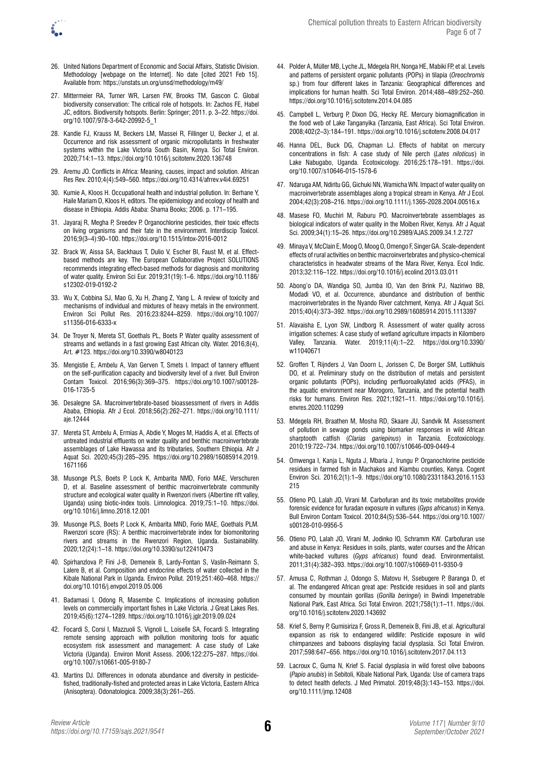26. United Nations Department of Economic and Social Affairs, Statistic Division. Methodology [webpage on the Internet]. No date [cited 2021 Feb 15]. Available from: https://unstats.un.org/unsd/methodology/m49/

27. Mittermeier RA, Turner WR, Larsen FW, Brooks TM, Gascon C. Global biodiversity conservation: The critical role of hotspots. In: Zachos FE, Habel JC, editors. Biodiversity hotspots. Berlin: Springer; 2011. p. 3–22. https://doi.org/10.1007/978-3-642-20992-5_1

28. Kandie FJ, Krauss M, Beckers LM, Massei R, Fillinger U, Becker J, et al. Occurrence and risk assessment of organic micropollutants in freshwater systems within the Lake Victoria South Basin, Kenya. Sci Total Environ. 2020;714:1–13. https://doi.org/10.1016/j.scitotenv.2020.136748

29. Aremu JO. Conflicts in Africa: Meaning, causes, impact and solution. African Res Rev. 2010;4(4):549–560. https://doi.org/10.4314/afrrev.v4i4.69251

30. Kumie A, Kloos H. Occupational health and industrial pollution. In: Berhane Y, Haile Mariam D, Kloos H, editors. The epidemiology and ecology of health and disease in Ethiopia. Addis Ababa: Shama Books; 2006. p. 171–195.

31. Jayaraj R, Megha P, Sreedev P. Organochlorine pesticides, their toxic effects on living organisms and their fate in the environment. Interdiscip Toxicol. 2016;9(3–4):90–100. https://doi.org/10.1515/intox-2016-0012

32. Brack W, Aissa SA, Backhaus T, Dulio V, Escher BI, Faust M, et al. Effect-based methods are key. The European Collaborative Project SOLUTIONS recommends integrating effect-based methods for diagnosis and monitoring of water quality. Environ Sci Eur. 2019;31(19):1–6. https://doi.org/10.1186/s12302-019-0192-2

33. Wu X, Cobbina SJ, Mao G, Xu H, Zhang Z, Yang L. A review of toxicity and mechanisms of individual and mixtures of heavy metals in the environment. Environ Sci Pollut Res. 2016;23:8244–8259. https://doi.org/10.1007/s11356-016-6333-x

34. De Troyer N, Mereta ST, Goethals PL, Boets P. Water quality assessment of streams and wetlands in a fast growing East African city. Water. 2016;8(4), Art. #123. https://doi.org/10.3390/w8040123

35. Mengistie E, Ambelu A, Van Gerven T, Smets I. Impact of tannery effluent on the self-purification capacity and biodiversity level of a river. Bull Environ Contam Toxicol. 2016;96(3):369–375. https://doi.org/10.1007/s00128-016-1735-5

36. Desalegne SA. Macroinvertebrate-based bioassessment of rivers in Addis Ababa, Ethiopia. Afr J Ecol. 2018;56(2):262–271. https://doi.org/10.1111/aje.12444

37. Mereta ST, Ambelu A, Ermias A, Abdie Y, Moges M, Haddis A, et al. Effects of untreated industrial effluents on water quality and benthic macroinvertebrate assemblages of Lake Hawassa and its tributaries, Southern Ethiopia. Afr J Aquat Sci. 2020;45(3):285–295. https://doi.org/10.2989/16085914.2019.1671166

38. Musonge PLS, Boets P, Lock K, Ambarita NMD, Forio MAE, Verschuren D, et al. Baseline assessment of benthic macroinvertebrate community structure and ecological water quality in Rwenzori rivers (Albertine rift valley, Uganda) using biotic-index tools. Limnologica. 2019;75:1–10. https://doi.org/10.1016/j.limno.2018.12.001

39. Musonge PLS, Boets P, Lock K, Ambarita MND, Forio MAE, Goethals PLM. Rwenzori score (RS): A benthic macroinvertebrate index for biomonitoring rivers and streams in the Rwenzori Region, Uganda. Sustainability. 2020;12(24):1–18. https://doi.org/10.3390/su122410473

40. Spirhanzlova P, Fini J-B, Demeneix B, Lardy-Fontan S, Vaslin-Reimann S, Lalere B, et al. Composition and endocrine effects of water collected in the Kibale National Park in Uganda. Environ Pollut. 2019;251:460–468. https://doi.org/10.1016/j.envpol.2019.05.006

41. Badamasi I, Odong R, Masembe C. Implications of increasing pollution levels on commercially important fishes in Lake Victoria. J Great Lakes Res. 2019;45(6):1274–1289. https://doi.org/10.1016/j.jglr.2019.09.024

42. Focardi S, Corsi I, Mazzuoli S, Vignoli L, Loiselle SA, Focardi S. Integrating remote sensing approach with pollution monitoring tools for aquatic ecosystem risk assessment and management: A case study of Lake Victoria (Uganda). Environ Monit Assess. 2006;122:275–287. https://doi.org/10.1007/s10661-005-9180-7

43. Martins DJ. Differences in odonata abundance and diversity in pesticide-fished, traditionally-fished and protected areas in Lake Victoria, Eastern Africa (Anisoptera). Odonatologica. 2009;38(3):261–265.

44. Polder A, Müller MB, Lyche JL, Mdegela RH, Nonga HE, Mabiki FP, et al. Levels and patterns of persistent organic pollutants (POPs) in tilapia (*Oreochromis* sp.) from four different lakes in Tanzania: Geographical differences and implications for human health. Sci Total Environ. 2014;488–489:252–260. https://doi.org/10.1016/j.scitotenv.2014.04.085

45. Campbell L, Verburg P, Dixon DG, Hecky RE. Mercury biomagnification in the food web of Lake Tanganyika (Tanzania, East Africa). Sci Total Environ. 2008;402(2–3):184–191. https://doi.org/10.1016/j.scitotenv.2008.04.017

46. Hanna DEL, Buck DG, Chapman LJ. Effects of habitat on mercury concentrations in fish: A case study of Nile perch (*Lates niloticus*) in Lake Nabugabo, Uganda. Ecotoxicology. 2016;25:178–191. https://doi.org/10.1007/s10646-015-1578-6

47. Ndaruga AM, Ndiritu GG, Gichuki NN, Wamicha WN. Impact of water quality on macroinvertebrate assemblages along a tropical stream in Kenya. Afr J Ecol. 2004;42(3):208–216. https://doi.org/10.1111/j.1365-2028.2004.00516.x

48. Masese FO, Muchiri M, Raburu PO. Macroinvertebrate assemblages as biological indicators of water quality in the Moiben River, Kenya. Afr J Aquat Sci. 2009;34(1):15–26. https://doi.org/10.2989/AJAS.2009.34.1.2.727

49. Minaya V, McClain E, Moog O, Moog O, Omengo F, Singer GA. Scale-dependent effects of rural activities on benthic macroinvertebrates and physico-chemical characteristics in headwater streams of the Mara River, Kenya. Ecol Indic. 2013;32:116–122. https://doi.org/10.1016/j.ecolind.2013.03.011

50. Abong'o DA, Wandiga SO, Jumba IO, Van den Brink PJ, Naziriwo BB, Modadi VO, et al. Occurrence, abundance and distribution of benthic macroinvertebrates in the Nyando River catchment, Kenya. Afr J Aquat Sci. 2015;40(4):373–392. https://doi.org/10.2989/16085914.2015.1113397

51. Alavaisha E, Lyon SW, Lindborg R. Assessment of water quality across irrigation schemes: A case study of wetland agriculture impacts in Kilombero Valley, Tanzania. Water. 2019;11(4):1–22. https://doi.org/10.3390/w11040671

52. Groffen T, Rijnders J, Van Doorn L, Jorissen C, De Borger SM, Luttikhuis DO, et al. Preliminary study on the distribution of metals and persistent organic pollutants (POPs), including perfluoroalkylated acids (PFAS), in the aquatic environment near Morogoro, Tanzania, and the potential health risks for humans. Environ Res. 2021;1921–11. https://doi.org/10.1016/j.envres.2020.110299

53. Mdegela RH, Braathen M, Mosha RD, Skaare JU, Sandvik M. Assessment of pollution in sewage ponds using biomarker responses in wild African sharptooth catfish (*Clarias gariepinus*) in Tanzania. Ecotoxicology. 2010;19:722–734. https://doi.org/10.1007/s10646-009-0449-4

54. Omwenga I, Kanja L, Nguta J, Mbaria J, Irungu P. Organochlorine pesticide residues in farmed fish in Machakos and Kiambu counties, Kenya. Cogent Environ Sci. 2016;2(1):1–9. https://doi.org/10.1080/23311843.2016.1153215

55. Otieno PO, Lalah JO, Virani M. Carbofuran and its toxic metabolites provide forensic evidence for furadan exposure in vultures (*Gyps africanus*) in Kenya. Bull Environ Contam Toxicol. 2010;84(5):536–544. https://doi.org/10.1007/s00128-010-9956-5

56. Otieno PO, Lalah JO, Virani M, Jodinko IO, Schramm KW. Carbofuran use and abuse in Kenya: Residues in soils, plants, water courses and the African white-backed vultures (*Gyps africanus*) found dead. Environmentalist. 2011;31(4):382–393. https://doi.org/10.1007/s10669-011-9350-9

57. Amusa C, Rothman J, Odongo S, Matovu H, Ssebugere P, Baranga D, et al. The endangered African great ape: Pesticide residues in soil and plants consumed by mountain gorillas (*Gorilla beringei*) in Bwindi Impenetrable National Park, East Africa. Sci Total Environ. 2021;758(1):1–11. https://doi.org/10.1016/j.scitotenv.2020.143692

58. Krief S, Berny P, Gumisiriza F, Gross R, Demeneix B, Fini JB, et al. Agricultural expansion as risk to endangered wildlife: Pesticide exposure in wild chimpanzees and baboons displaying facial dysplasia. Sci Total Environ. 2017;598:647–656. https://doi.org/10.1016/j.scitotenv.2017.04.113

59. Lacroux C, Guma N, Krief S. Facial dysplasia in wild forest olive baboons (*Papio anubis*) in Sebitoli, Kibale National Park, Uganda: Use of camera traps to detect health defects. J Med Primatol. 2019;48(3):143–153. https://doi.org/10.1111/jmp.12408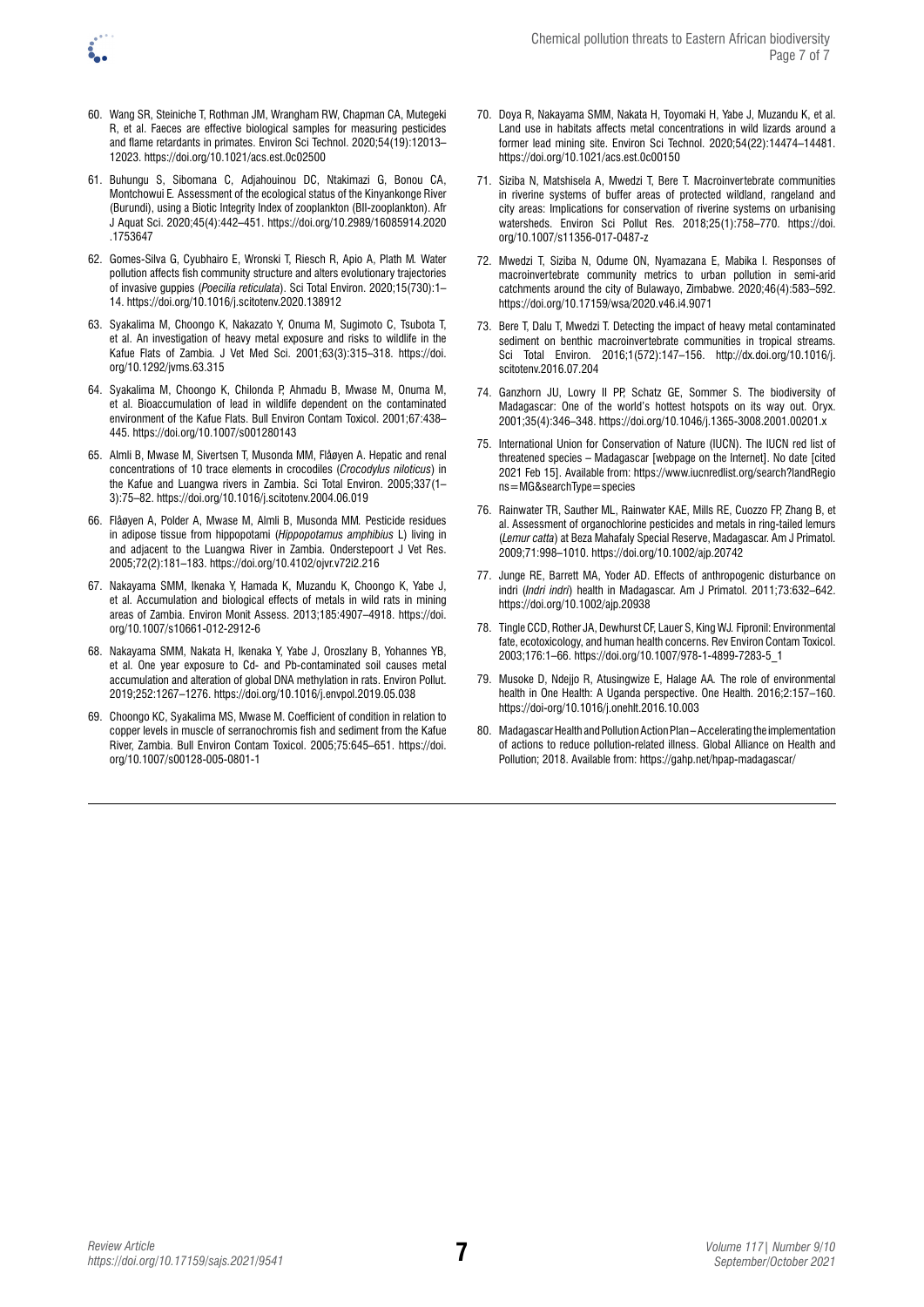60. Wang SR, Steiniche T, Rothman JM, Wrangham RW, Chapman CA, Mutegeki R, et al. Faeces are effective biological samples for measuring pesticides and flame retardants in primates. Environ Sci Technol. 2020;54(19):12013–12023. https://doi.org/10.1021/acs.est.0c02500

61. Buhungu S, Sibomana C, Adjahouinou DC, Ntakimazi G, Bonou CA, Montchowui E. Assessment of the ecological status of the Kinyankonge River (Burundi), using a Biotic Integrity Index of zooplankton (BII-zooplankton). Afr J Aquat Sci. 2020;45(4):442–451. https://doi.org/10.2989/16085914.2020.1753647

62. Gomes-Silva G, Cyubhairo E, Wronski T, Riesch R, Apio A, Plath M. Water pollution affects fish community structure and alters evolutionary trajectories of invasive guppies (*Poecilia reticulata*). Sci Total Environ. 2020;15(730):1–14. https://doi.org/10.1016/j.scitotenv.2020.138912

63. Syakalima M, Choongo K, Nakazato Y, Onuma M, Sugimoto C, Tsubota T, et al. An investigation of heavy metal exposure and risks to wildlife in the Kafue Flats of Zambia. J Vet Med Sci. 2001;63(3):315–318. https://doi.org/10.1292/jvms.63.315

64. Syakalima M, Choongo K, Chilonda P, Ahmadu B, Mwase M, Onuma M, et al. Bioaccumulation of lead in wildlife dependent on the contaminated environment of the Kafue Flats. Bull Environ Contam Toxicol. 2001;67:438–445. https://doi.org/10.1007/s001280143

65. Almli B, Mwase M, Sivertsen T, Musonda MM, Flåøyen A. Hepatic and renal concentrations of 10 trace elements in crocodiles (*Crocodylus niloticus*) in the Kafue and Luangwa rivers in Zambia. Sci Total Environ. 2005;337(1–3):75–82. https://doi.org/10.1016/j.scitotenv.2004.06.019

66. Flåøyen A, Polder A, Mwase M, Almli B, Musonda MM. Pesticide residues in adipose tissue from hippopotami (*Hippopotamus amphibius* L) living in and adjacent to the Luangwa River in Zambia. Onderstepoort J Vet Res. 2005;72(2):181–183. https://doi.org/10.4102/ojvr.v72i2.216

67. Nakayama SMM, Ikenaka Y, Hamada K, Muzandu K, Choongo K, Yabe J, et al. Accumulation and biological effects of metals in wild rats in mining areas of Zambia. Environ Monit Assess. 2013;185:4907–4918. https://doi.org/10.1007/s10661-012-2912-6

68. Nakayama SMM, Nakata H, Ikenaka Y, Yabe J, Oroszlany B, Yohannes YB, et al. One year exposure to Cd- and Pb-contaminated soil causes metal accumulation and alteration of global DNA methylation in rats. Environ Pollut. 2019;252:1267–1276. https://doi.org/10.1016/j.envpol.2019.05.038

69. Choongo KC, Syakalima MS, Mwase M. Coefficient of condition in relation to copper levels in muscle of serranochromis fish and sediment from the Kafue River, Zambia. Bull Environ Contam Toxicol. 2005;75:645–651. https://doi.org/10.1007/s00128-005-0801-1

70. Doya R, Nakayama SMM, Nakata H, Toyomaki H, Yabe J, Muzandu K, et al. Land use in habitats affects metal concentrations in wild lizards around a former lead mining site. Environ Sci Technol. 2020;54(22):14474–14481. https://doi.org/10.1021/acs.est.0c00150

71. Siziba N, Matshisela A, Mwedzi T, Bere T. Macroinvertebrate communities in riverine systems of buffer areas of protected wildland, rangeland and city areas: Implications for conservation of riverine systems on urbanising watersheds. Environ Sci Pollut Res. 2018;25(1):758–770. https://doi.org/10.1007/s11356-017-0487-z

72. Mwedzi T, Siziba N, Odume ON, Nyamazana E, Mabika I. Responses of macroinvertebrate community metrics to urban pollution in semi-arid catchments around the city of Bulawayo, Zimbabwe. 2020;46(4):583–592. https://doi.org/10.17159/wsa/2020.v46.i4.9071

73. Bere T, Dalu T, Mwedzi T. Detecting the impact of heavy metal contaminated sediment on benthic macroinvertebrate communities in tropical streams. Sci Total Environ. 2016;1(572):147–156. http://dx.doi.org/10.1016/j.scitotenv.2016.07.204

74. Ganzhorn JU, Lowry II PP, Schatz GE, Sommer S. The biodiversity of Madagascar: One of the world's hottest hotspots on its way out. Oryx. 2001;35(4):346–348. https://doi.org/10.1046/j.1365-3008.2001.00201.x

75. International Union for Conservation of Nature (IUCN). The IUCN red list of threatened species – Madagascar [webpage on the Internet]. No date [cited 2021 Feb 15]. Available from: https://www.iucnredlist.org/search?landRegions=MG&searchType=species

76. Rainwater TR, Sauther ML, Rainwater KAE, Mills RE, Cuozzo FP, Zhang B, et al. Assessment of organochlorine pesticides and metals in ring-tailed lemurs (*Lemur catta*) at Beza Mahafaly Special Reserve, Madagascar. Am J Primatol. 2009;71:998–1010. https://doi.org/10.1002/ajp.20742

77. Junge RE, Barrett MA, Yoder AD. Effects of anthropogenic disturbance on indri (*Indri indri*) health in Madagascar. Am J Primatol. 2011;73:632–642. https://doi.org/10.1002/ajp.20938

78. Tingle CCD, Rother JA, Dewhurst CF, Lauer S, King WJ. Fipronil: Environmental fate, ecotoxicology, and human health concerns. Rev Environ Contam Toxicol. 2003;176:1–66. https://doi.org/10.1007/978-1-4899-7283-5_1

79. Musoke D, Ndejjo R, Atusingwize E, Halage AA. The role of environmental health in One Health: A Uganda perspective. One Health. 2016;2:157–160. https://doi-org/10.1016/j.onehlt.2016.10.003

80. Madagascar Health and Pollution Action Plan – Accelerating the implementation of actions to reduce pollution-related illness. Global Alliance on Health and Pollution; 2018. Available from: https://gahp.net/hpap-madagascar/